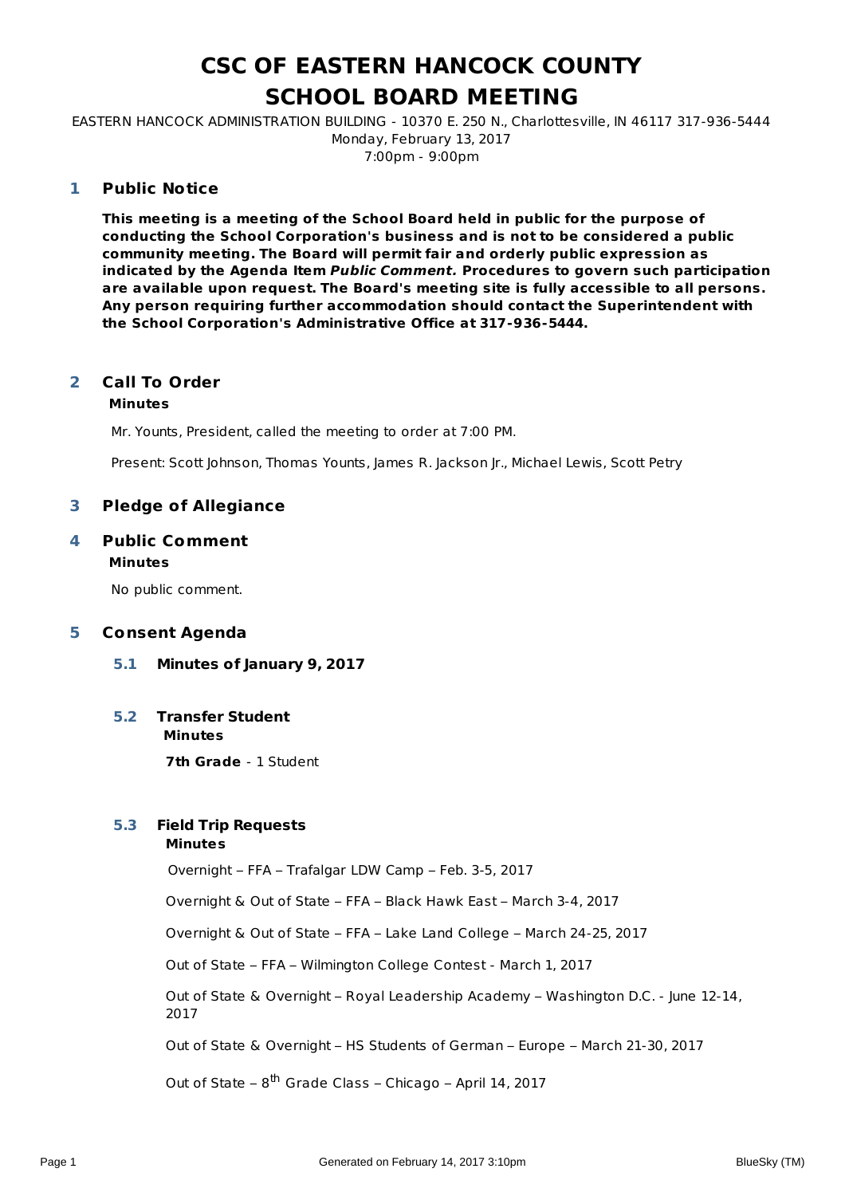# CSC OF EASTERN HANCOCK COUNTY
# SCHOOL BOARD MEETING

EASTERN HANCOCK ADMINISTRATION BUILDING - 10370 E. 250 N., Charlottesville, IN 46117 317-936-5444
Monday, February 13, 2017
7:00pm - 9:00pm

## 1 Public Notice

**This meeting is a meeting of the School Board held in public for the purpose of conducting the School Corporation's business and is not to be considered a public community meeting. The Board will permit fair and orderly public expression as indicated by the Agenda Item *Public Comment.* Procedures to govern such participation are available upon request. The Board's meeting site is fully accessible to all persons. Any person requiring further accommodation should contact the Superintendent with the School Corporation's Administrative Office at 317-936-5444.**

## 2 Call To Order

**Minutes**

Mr. Younts, President, called the meeting to order at 7:00 PM.

Present: Scott Johnson, Thomas Younts, James R. Jackson Jr., Michael Lewis, Scott Petry

## 3 Pledge of Allegiance

## 4 Public Comment

**Minutes**

No public comment.

## 5 Consent Agenda

### 5.1 Minutes of January 9, 2017

### 5.2 Transfer Student

**Minutes**

**7th Grade** - 1 Student

### 5.3 Field Trip Requests

**Minutes**

Overnight – FFA – Trafalgar LDW Camp – Feb. 3-5, 2017

Overnight & Out of State – FFA – Black Hawk East – March 3-4, 2017

Overnight & Out of State – FFA – Lake Land College – March 24-25, 2017

Out of State – FFA – Wilmington College Contest - March 1, 2017

Out of State & Overnight – Royal Leadership Academy – Washington D.C. - June 12-14, 2017

Out of State & Overnight – HS Students of German – Europe – March 21-30, 2017

Out of State – 8th Grade Class – Chicago – April 14, 2017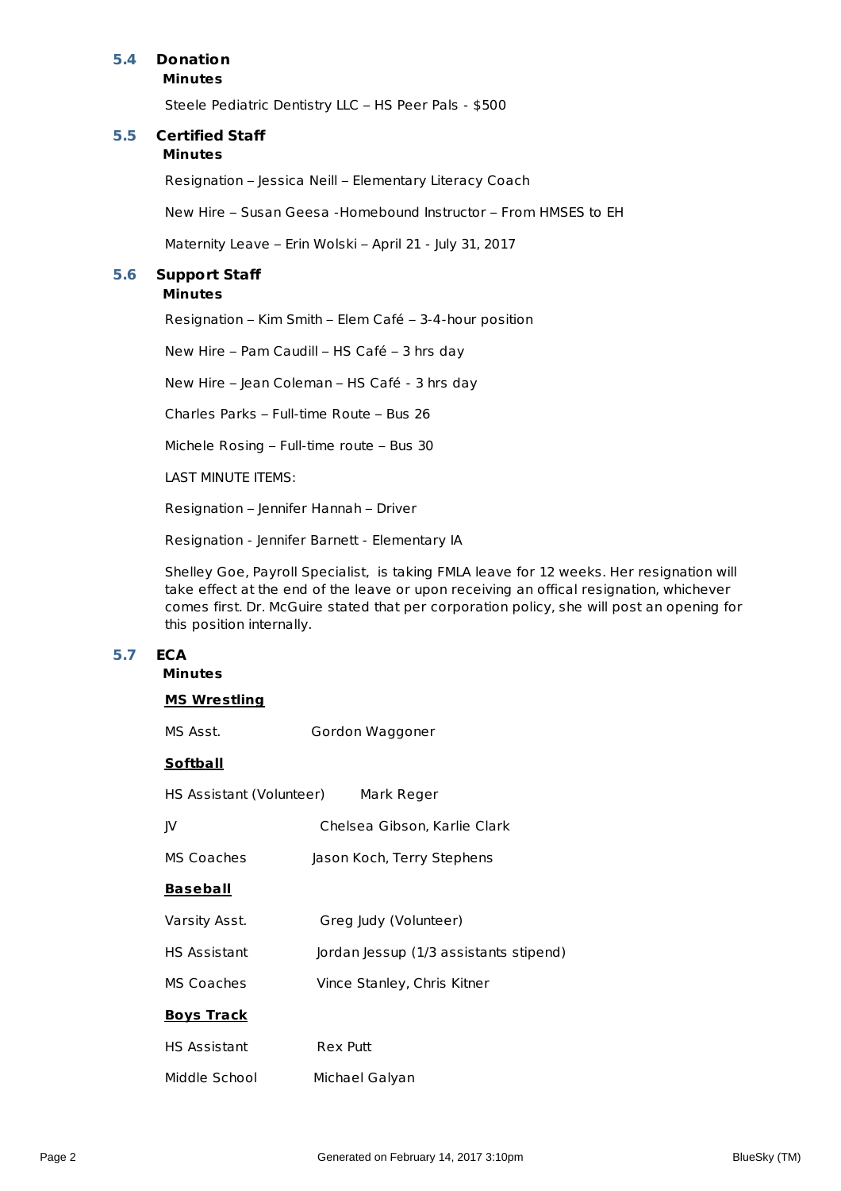## 5.4 Donation

**Minutes**

Steele Pediatric Dentistry LLC – HS Peer Pals - $500

## 5.5 Certified Staff

**Minutes**

Resignation – Jessica Neill – Elementary Literacy Coach

New Hire – Susan Geesa -Homebound Instructor – From HMSES to EH

Maternity Leave – Erin Wolski – April 21 - July 31, 2017

## 5.6 Support Staff

**Minutes**

Resignation – Kim Smith – Elem Café – 3-4-hour position

New Hire – Pam Caudill – HS Café – 3 hrs day

New Hire – Jean Coleman – HS Café - 3 hrs day

Charles Parks – Full-time Route – Bus 26

Michele Rosing – Full-time route – Bus 30

LAST MINUTE ITEMS:

Resignation – Jennifer Hannah – Driver

Resignation - Jennifer Barnett - Elementary IA

Shelley Goe, Payroll Specialist, is taking FMLA leave for 12 weeks. Her resignation will take effect at the end of the leave or upon receiving an offical resignation, whichever comes first. Dr. McGuire stated that per corporation policy, she will post an opening for this position internally.

## 5.7 ECA

**Minutes**

**MS Wrestling**

MS Asst. Gordon Waggoner

**Softball**

HS Assistant (Volunteer) Mark Reger

JV Chelsea Gibson, Karlie Clark

MS Coaches Jason Koch, Terry Stephens

**Baseball**

Varsity Asst. Greg Judy (Volunteer)

HS Assistant Jordan Jessup (1/3 assistants stipend)

MS Coaches Vince Stanley, Chris Kitner

**Boys Track**

HS Assistant Rex Putt

Middle School Michael Galyan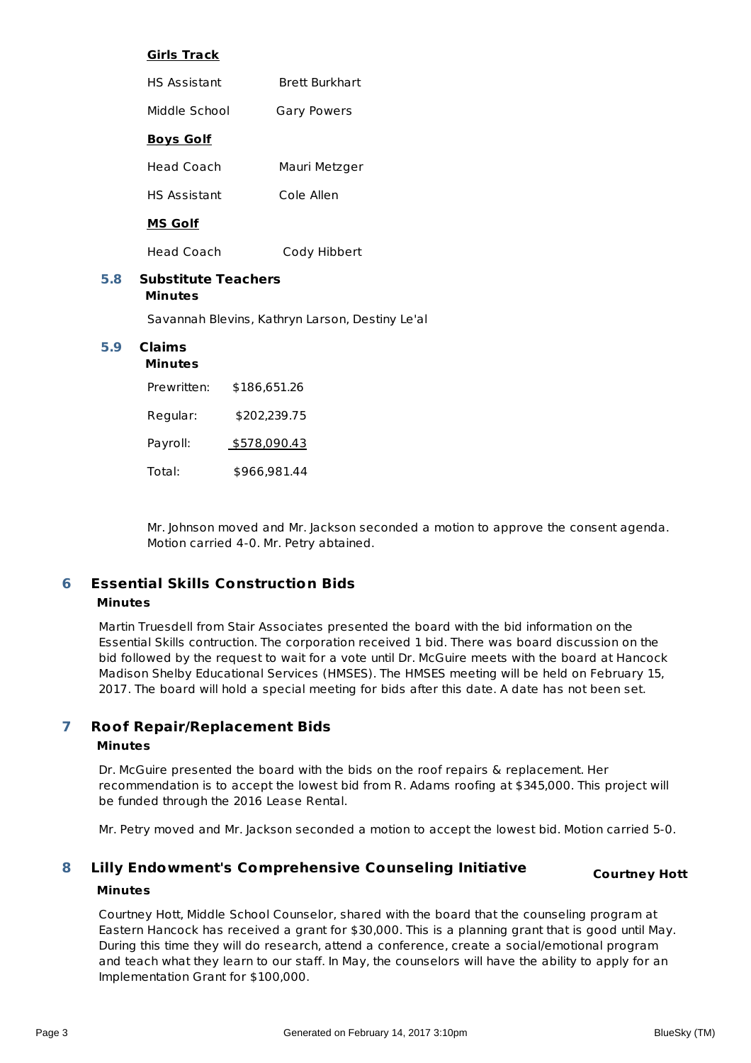**Girls Track**

| | |
|---|---|
| HS Assistant | Brett Burkhart |
| Middle School | Gary Powers |

**Boys Golf**

| | |
|---|---|
| Head Coach | Mauri Metzger |
| HS Assistant | Cole Allen |

**MS Golf**

| | |
|---|---|
| Head Coach | Cody Hibbert |

### 5.8 Substitute Teachers

**Minutes**

Savannah Blevins, Kathryn Larson, Destiny Le'al

### 5.9 Claims

**Minutes**

| | |
|---|---|
| Prewritten: | $186,651.26 |
| Regular: | $202,239.75 |
| Payroll: | $578,090.43 |
| Total: | $966,981.44 |

Mr. Johnson moved and Mr. Jackson seconded a motion to approve the consent agenda. Motion carried 4-0. Mr. Petry abtained.

## 6 Essential Skills Construction Bids

**Minutes**

Martin Truesdell from Stair Associates presented the board with the bid information on the Essential Skills contruction. The corporation received 1 bid. There was board discussion on the bid followed by the request to wait for a vote until Dr. McGuire meets with the board at Hancock Madison Shelby Educational Services (HMSES). The HMSES meeting will be held on February 15, 2017. The board will hold a special meeting for bids after this date. A date has not been set.

## 7 Roof Repair/Replacement Bids

**Minutes**

Dr. McGuire presented the board with the bids on the roof repairs & replacement. Her recommendation is to accept the lowest bid from R. Adams roofing at $345,000. This project will be funded through the 2016 Lease Rental.

Mr. Petry moved and Mr. Jackson seconded a motion to accept the lowest bid. Motion carried 5-0.

## 8 Lilly Endowment's Comprehensive Counseling Initiative

**Courtney Hott**

**Minutes**

Courtney Hott, Middle School Counselor, shared with the board that the counseling program at Eastern Hancock has received a grant for $30,000. This is a planning grant that is good until May. During this time they will do research, attend a conference, create a social/emotional program and teach what they learn to our staff. In May, the counselors will have the ability to apply for an Implementation Grant for $100,000.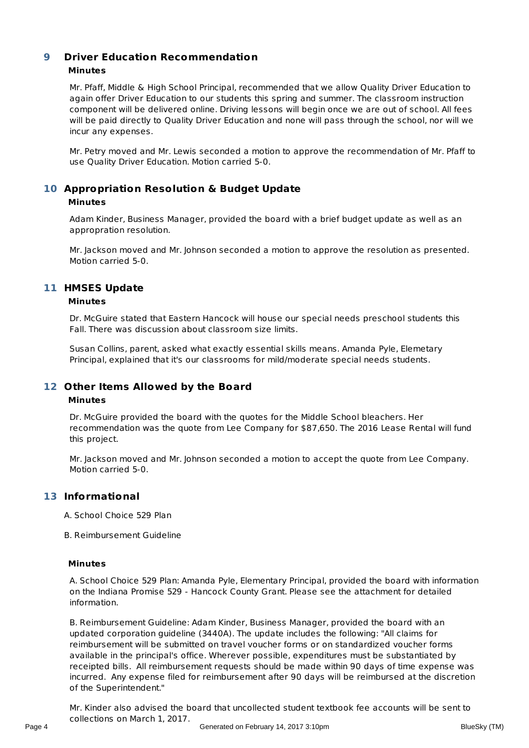## 9 Driver Education Recommendation

**Minutes**

Mr. Pfaff, Middle & High School Principal, recommended that we allow Quality Driver Education to again offer Driver Education to our students this spring and summer. The classroom instruction component will be delivered online. Driving lessons will begin once we are out of school. All fees will be paid directly to Quality Driver Education and none will pass through the school, nor will we incur any expenses.

Mr. Petry moved and Mr. Lewis seconded a motion to approve the recommendation of Mr. Pfaff to use Quality Driver Education. Motion carried 5-0.

## 10 Appropriation Resolution & Budget Update

**Minutes**

Adam Kinder, Business Manager, provided the board with a brief budget update as well as an appropration resolution.

Mr. Jackson moved and Mr. Johnson seconded a motion to approve the resolution as presented. Motion carried 5-0.

## 11 HMSES Update

**Minutes**

Dr. McGuire stated that Eastern Hancock will house our special needs preschool students this Fall. There was discussion about classroom size limits.

Susan Collins, parent, asked what exactly essential skills means. Amanda Pyle, Elemetary Principal, explained that it's our classrooms for mild/moderate special needs students.

## 12 Other Items Allowed by the Board

**Minutes**

Dr. McGuire provided the board with the quotes for the Middle School bleachers. Her recommendation was the quote from Lee Company for $87,650. The 2016 Lease Rental will fund this project.

Mr. Jackson moved and Mr. Johnson seconded a motion to accept the quote from Lee Company. Motion carried 5-0.

## 13 Informational

A. School Choice 529 Plan

B. Reimbursement Guideline

**Minutes**

A. School Choice 529 Plan: Amanda Pyle, Elementary Principal, provided the board with information on the Indiana Promise 529 - Hancock County Grant. Please see the attachment for detailed information.

B. Reimbursement Guideline: Adam Kinder, Business Manager, provided the board with an updated corporation guideline (3440A). The update includes the following: "All claims for reimbursement will be submitted on travel voucher forms or on standardized voucher forms available in the principal's office. Wherever possible, expenditures must be substantiated by receipted bills. All reimbursement requests should be made within 90 days of time expense was incurred. Any expense filed for reimbursement after 90 days will be reimbursed at the discretion of the Superintendent."

Mr. Kinder also advised the board that uncollected student textbook fee accounts will be sent to collections on March 1, 2017.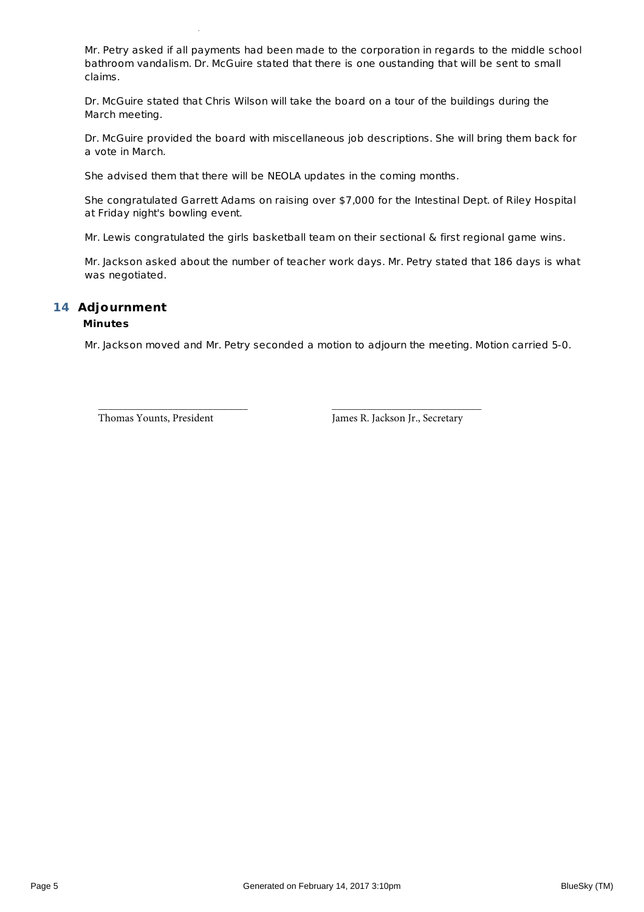Mr. Petry asked if all payments had been made to the corporation in regards to the middle school bathroom vandalism. Dr. McGuire stated that there is one oustanding that will be sent to small claims.

Dr. McGuire stated that Chris Wilson will take the board on a tour of the buildings during the March meeting.

Dr. McGuire provided the board with miscellaneous job descriptions. She will bring them back for a vote in March.

She advised them that there will be NEOLA updates in the coming months.

She congratulated Garrett Adams on raising over $7,000 for the Intestinal Dept. of Riley Hospital at Friday night's bowling event.

Mr. Lewis congratulated the girls basketball team on their sectional & first regional game wins.

Mr. Jackson asked about the number of teacher work days. Mr. Petry stated that 186 days is what was negotiated.

## 14 Adjournment

**Minutes**

Mr. Jackson moved and Mr. Petry seconded a motion to adjourn the meeting. Motion carried 5-0.

\_\_\_\_\_\_\_\_\_\_\_\_\_\_\_\_\_\_\_\_\_\_\_\_\_\_\_\_
Thomas Younts, President

\_\_\_\_\_\_\_\_\_\_\_\_\_\_\_\_\_\_\_\_\_\_\_\_\_\_\_\_
James R. Jackson Jr., Secretary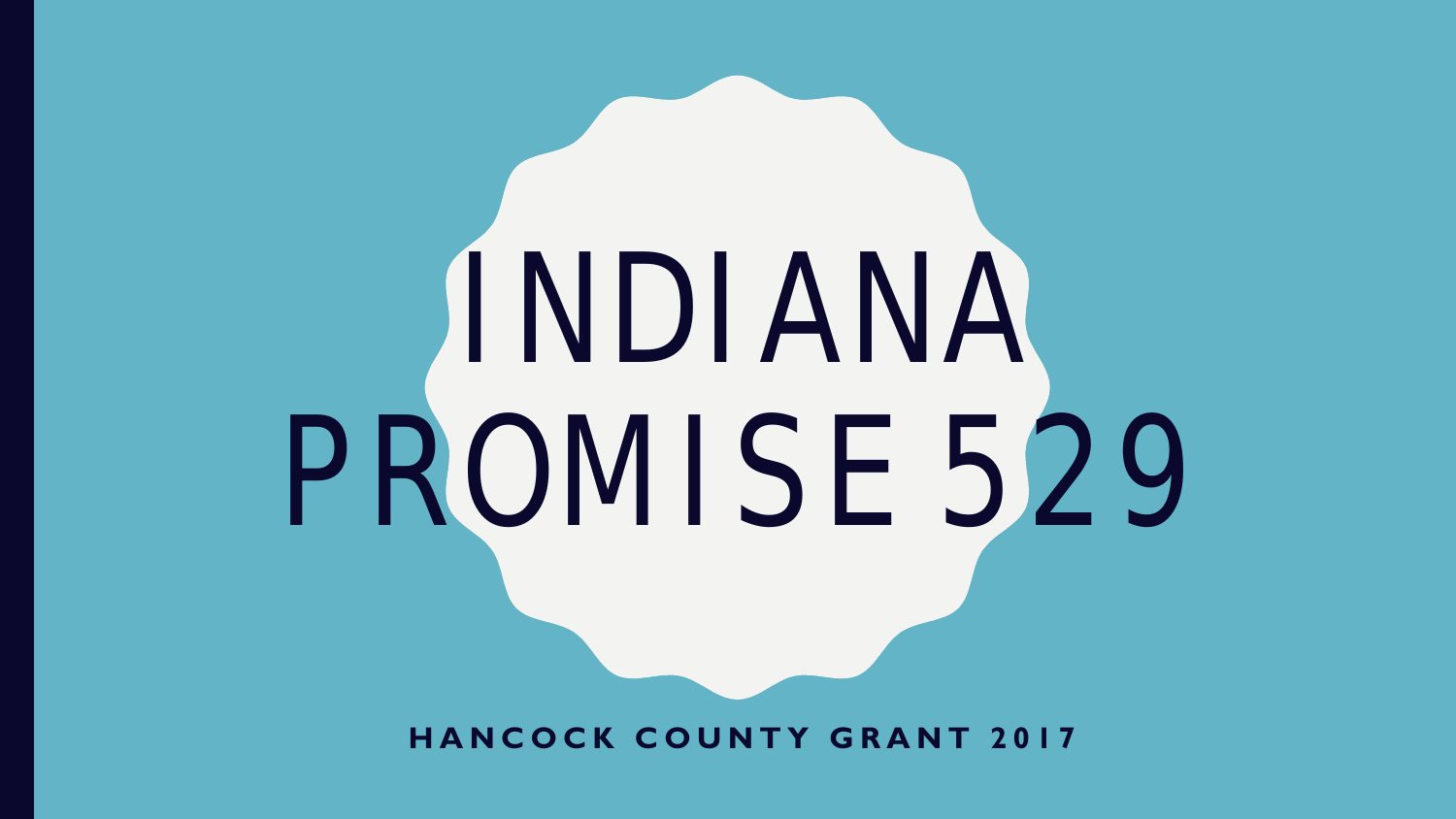# INDIANA PROMISE 529

**HANCOCK COUNTY GRANT 2017**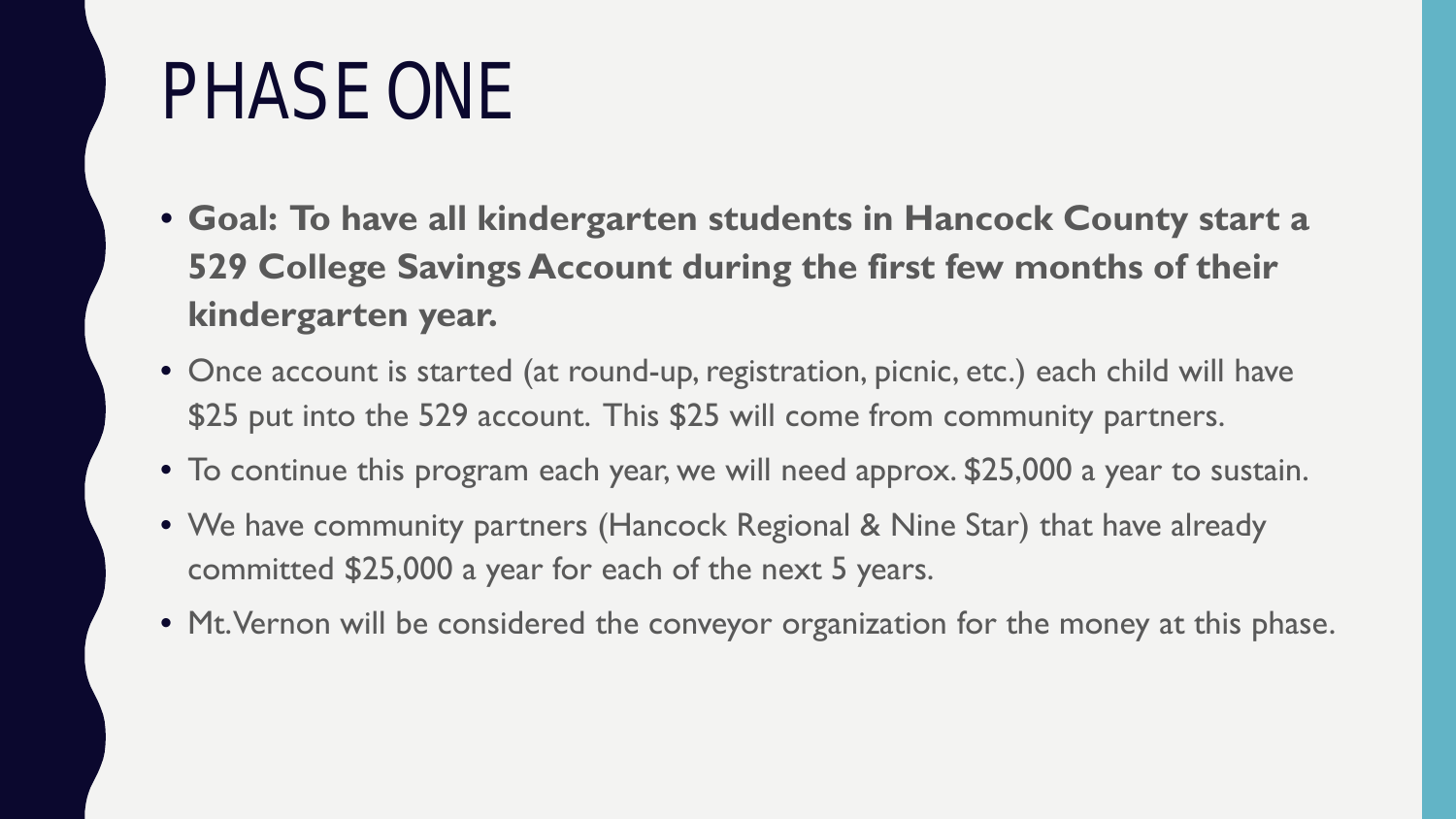# PHASE ONE

- **Goal: To have all kindergarten students in Hancock County start a 529 College Savings Account during the first few months of their kindergarten year.**
- Once account is started (at round-up, registration, picnic, etc.) each child will have $25 put into the 529 account. This $25 will come from community partners.
- To continue this program each year, we will need approx. $25,000 a year to sustain.
- We have community partners (Hancock Regional & Nine Star) that have already committed $25,000 a year for each of the next 5 years.
- Mt. Vernon will be considered the conveyor organization for the money at this phase.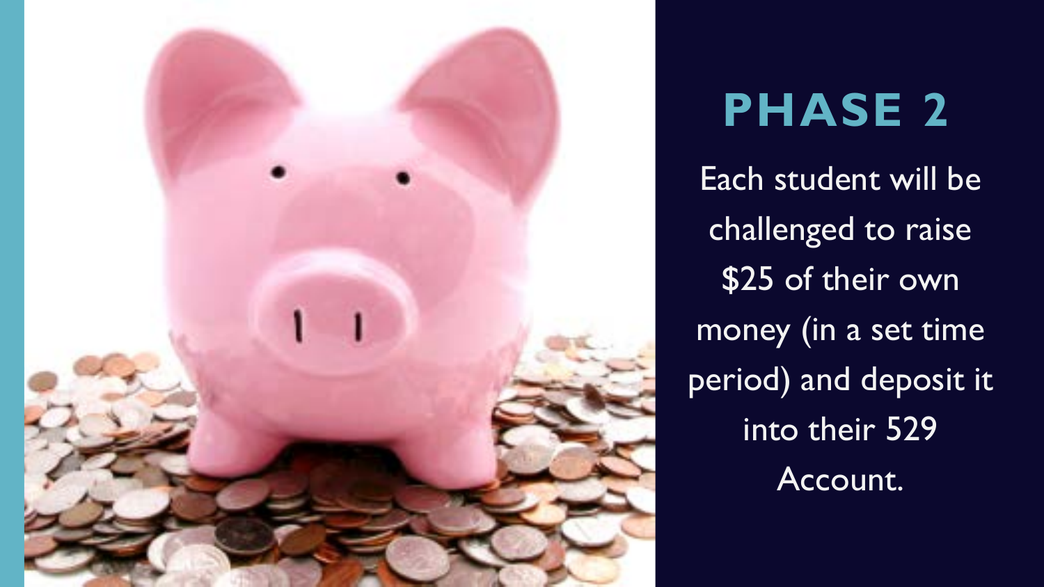# PHASE 2

Each student will be challenged to raise $25 of their own money (in a set time period) and deposit it into their 529 Account.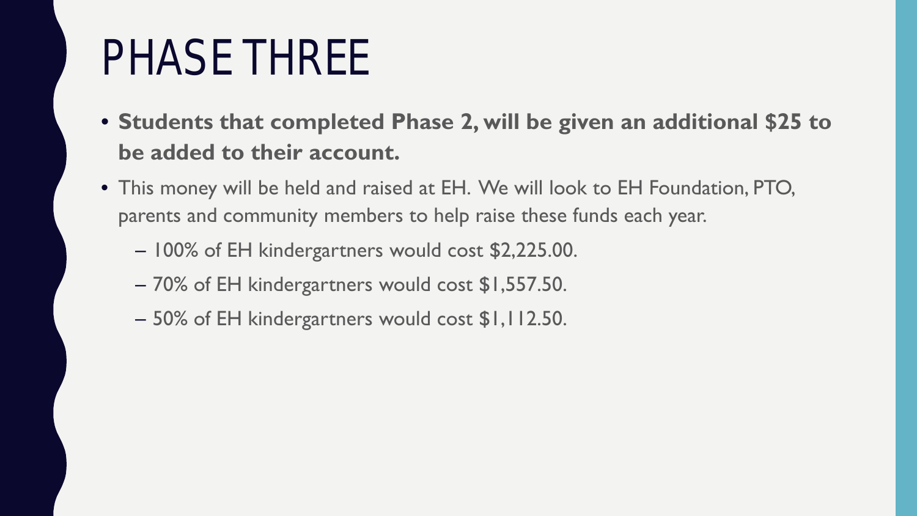# PHASE THREE

- **Students that completed Phase 2, will be given an additional $25 to be added to their account.**
- This money will be held and raised at EH. We will look to EH Foundation, PTO, parents and community members to help raise these funds each year.
  - 100% of EH kindergartners would cost $2,225.00.
  - 70% of EH kindergartners would cost $1,557.50.
  - 50% of EH kindergartners would cost $1,112.50.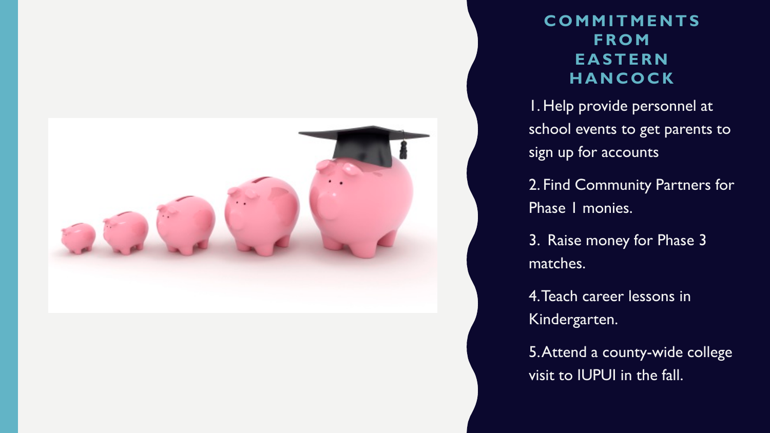## COMMITMENTS FROM EASTERN HANCOCK

1. Help provide personnel at school events to get parents to sign up for accounts
2. Find Community Partners for Phase 1 monies.
3. Raise money for Phase 3 matches.
4. Teach career lessons in Kindergarten.
5. Attend a county-wide college visit to IUPUI in the fall.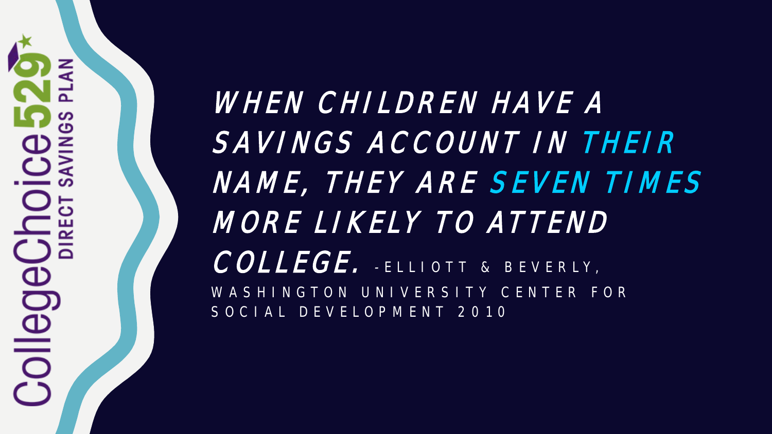CollegeChoice529 DIRECT SAVINGS PLAN

*WHEN CHILDREN HAVE A SAVINGS ACCOUNT IN THEIR NAME, THEY ARE SEVEN TIMES MORE LIKELY TO ATTEND COLLEGE.* -ELLIOTT & BEVERLY, WASHINGTON UNIVERSITY CENTER FOR SOCIAL DEVELOPMENT 2010